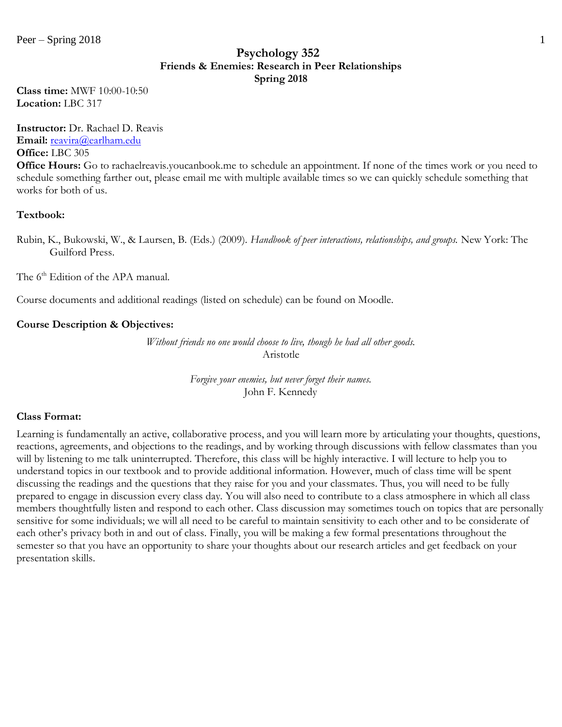# Psychology 352
## Friends & Enemies: Research in Peer Relationships
## Spring 2018

**Class time:** MWF 10:00-10:50
**Location:** LBC 317

**Instructor:** Dr. Rachael D. Reavis
**Email:** reavira@earlham.edu
**Office:** LBC 305
**Office Hours:** Go to rachaelreavis.youcanbook.me to schedule an appointment. If none of the times work or you need to schedule something farther out, please email me with multiple available times so we can quickly schedule something that works for both of us.

**Textbook:**

Rubin, K., Bukowski, W., & Laursen, B. (Eds.) (2009). *Handbook of peer interactions, relationships, and groups.* New York: The Guilford Press.

The 6th Edition of the APA manual.

Course documents and additional readings (listed on schedule) can be found on Moodle.

**Course Description & Objectives:**

*Without friends no one would choose to live, though he had all other goods.*
Aristotle

*Forgive your enemies, but never forget their names.*
John F. Kennedy

**Class Format:**

Learning is fundamentally an active, collaborative process, and you will learn more by articulating your thoughts, questions, reactions, agreements, and objections to the readings, and by working through discussions with fellow classmates than you will by listening to me talk uninterrupted. Therefore, this class will be highly interactive. I will lecture to help you to understand topics in our textbook and to provide additional information. However, much of class time will be spent discussing the readings and the questions that they raise for you and your classmates. Thus, you will need to be fully prepared to engage in discussion every class day. You will also need to contribute to a class atmosphere in which all class members thoughtfully listen and respond to each other. Class discussion may sometimes touch on topics that are personally sensitive for some individuals; we will all need to be careful to maintain sensitivity to each other and to be considerate of each other's privacy both in and out of class. Finally, you will be making a few formal presentations throughout the semester so that you have an opportunity to share your thoughts about our research articles and get feedback on your presentation skills.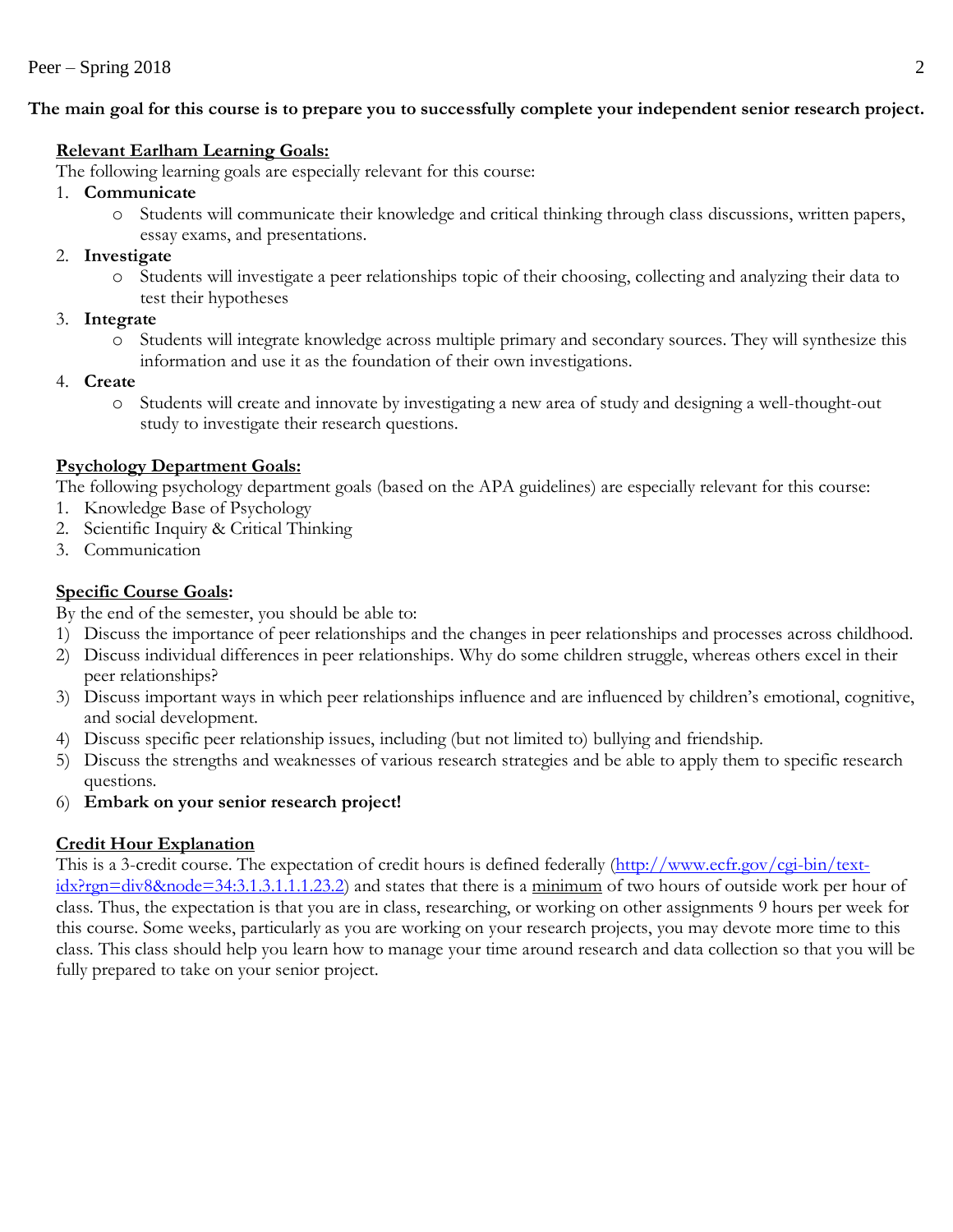**The main goal for this course is to prepare you to successfully complete your independent senior research project.**

**Relevant Earlham Learning Goals:**

The following learning goals are especially relevant for this course:

1. **Communicate**
   - Students will communicate their knowledge and critical thinking through class discussions, written papers, essay exams, and presentations.
2. **Investigate**
   - Students will investigate a peer relationships topic of their choosing, collecting and analyzing their data to test their hypotheses
3. **Integrate**
   - Students will integrate knowledge across multiple primary and secondary sources. They will synthesize this information and use it as the foundation of their own investigations.
4. **Create**
   - Students will create and innovate by investigating a new area of study and designing a well-thought-out study to investigate their research questions.

**Psychology Department Goals:**

The following psychology department goals (based on the APA guidelines) are especially relevant for this course:

1. Knowledge Base of Psychology
2. Scientific Inquiry & Critical Thinking
3. Communication

**Specific Course Goals:**

By the end of the semester, you should be able to:

1) Discuss the importance of peer relationships and the changes in peer relationships and processes across childhood.
2) Discuss individual differences in peer relationships. Why do some children struggle, whereas others excel in their peer relationships?
3) Discuss important ways in which peer relationships influence and are influenced by children's emotional, cognitive, and social development.
4) Discuss specific peer relationship issues, including (but not limited to) bullying and friendship.
5) Discuss the strengths and weaknesses of various research strategies and be able to apply them to specific research questions.
6) **Embark on your senior research project!**

**Credit Hour Explanation**

This is a 3-credit course. The expectation of credit hours is defined federally (http://www.ecfr.gov/cgi-bin/text-idx?rgn=div8&node=34:3.1.3.1.1.1.23.2) and states that there is a minimum of two hours of outside work per hour of class. Thus, the expectation is that you are in class, researching, or working on other assignments 9 hours per week for this course. Some weeks, particularly as you are working on your research projects, you may devote more time to this class. This class should help you learn how to manage your time around research and data collection so that you will be fully prepared to take on your senior project.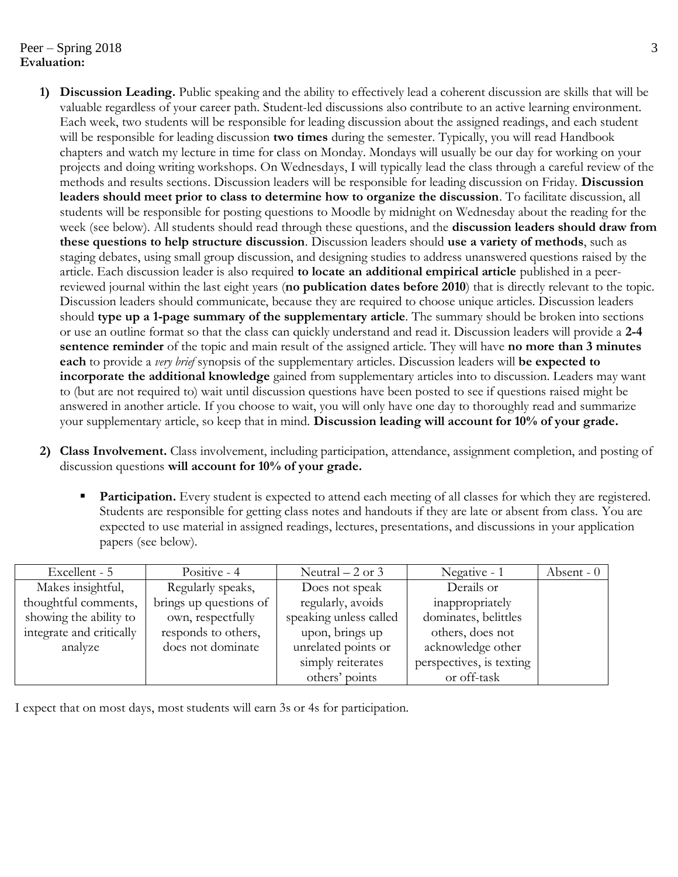**Evaluation:**

1) **Discussion Leading.** Public speaking and the ability to effectively lead a coherent discussion are skills that will be valuable regardless of your career path. Student-led discussions also contribute to an active learning environment. Each week, two students will be responsible for leading discussion about the assigned readings, and each student will be responsible for leading discussion **two times** during the semester. Typically, you will read Handbook chapters and watch my lecture in time for class on Monday. Mondays will usually be our day for working on your projects and doing writing workshops. On Wednesdays, I will typically lead the class through a careful review of the methods and results sections. Discussion leaders will be responsible for leading discussion on Friday. **Discussion leaders should meet prior to class to determine how to organize the discussion**. To facilitate discussion, all students will be responsible for posting questions to Moodle by midnight on Wednesday about the reading for the week (see below). All students should read through these questions, and the **discussion leaders should draw from these questions to help structure discussion**. Discussion leaders should **use a variety of methods**, such as staging debates, using small group discussion, and designing studies to address unanswered questions raised by the article. Each discussion leader is also required **to locate an additional empirical article** published in a peer-reviewed journal within the last eight years (**no publication dates before 2010**) that is directly relevant to the topic. Discussion leaders should communicate, because they are required to choose unique articles. Discussion leaders should **type up a 1-page summary of the supplementary article**. The summary should be broken into sections or use an outline format so that the class can quickly understand and read it. Discussion leaders will provide a **2-4 sentence reminder** of the topic and main result of the assigned article. They will have **no more than 3 minutes each** to provide a *very brief* synopsis of the supplementary articles. Discussion leaders will **be expected to incorporate the additional knowledge** gained from supplementary articles into to discussion. Leaders may want to (but are not required to) wait until discussion questions have been posted to see if questions raised might be answered in another article. If you choose to wait, you will only have one day to thoroughly read and summarize your supplementary article, so keep that in mind. **Discussion leading will account for 10% of your grade.**

2) **Class Involvement.** Class involvement, including participation, attendance, assignment completion, and posting of discussion questions **will account for 10% of your grade.**

   - **Participation.** Every student is expected to attend each meeting of all classes for which they are registered. Students are responsible for getting class notes and handouts if they are late or absent from class. You are expected to use material in assigned readings, lectures, presentations, and discussions in your application papers (see below).

| Excellent - 5 | Positive - 4 | Neutral – 2 or 3 | Negative - 1 | Absent - 0 |
|---|---|---|---|---|
| Makes insightful, thoughtful comments, showing the ability to integrate and critically analyze | Regularly speaks, brings up questions of own, respectfully responds to others, does not dominate | Does not speak regularly, avoids speaking unless called upon, brings up unrelated points or simply reiterates others' points | Derails or inappropriately dominates, belittles others, does not acknowledge other perspectives, is texting or off-task | |

I expect that on most days, most students will earn 3s or 4s for participation.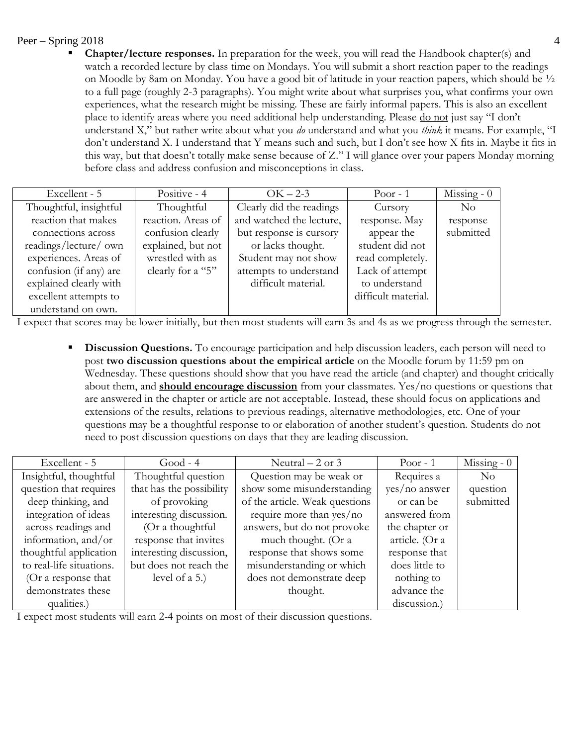- **Chapter/lecture responses.** In preparation for the week, you will read the Handbook chapter(s) and watch a recorded lecture by class time on Mondays. You will submit a short reaction paper to the readings on Moodle by 8am on Monday. You have a good bit of latitude in your reaction papers, which should be ½ to a full page (roughly 2-3 paragraphs). You might write about what surprises you, what confirms your own experiences, what the research might be missing. These are fairly informal papers. This is also an excellent place to identify areas where you need additional help understanding. Please <u>do not</u> just say "I don't understand X," but rather write about what you *do* understand and what you *think* it means. For example, "I don't understand X. I understand that Y means such and such, but I don't see how X fits in. Maybe it fits in this way, but that doesn't totally make sense because of Z." I will glance over your papers Monday morning before class and address confusion and misconceptions in class.

| Excellent - 5 | Positive - 4 | OK – 2-3 | Poor - 1 | Missing - 0 |
|---|---|---|---|---|
| Thoughtful, insightful reaction that makes connections across readings/lecture/ own experiences. Areas of confusion (if any) are explained clearly with excellent attempts to understand on own. | Thoughtful reaction. Areas of confusion clearly explained, but not wrestled with as clearly for a "5" | Clearly did the readings and watched the lecture, but response is cursory or lacks thought. Student may not show attempts to understand difficult material. | Cursory response. May appear the student did not read completely. Lack of attempt to understand difficult material. | No response submitted |

I expect that scores may be lower initially, but then most students will earn 3s and 4s as we progress through the semester.

- **Discussion Questions.** To encourage participation and help discussion leaders, each person will need to post **two discussion questions about the empirical article** on the Moodle forum by 11:59 pm on Wednesday. These questions should show that you have read the article (and chapter) and thought critically about them, and <u>**should encourage discussion**</u> from your classmates. Yes/no questions or questions that are answered in the chapter or article are not acceptable. Instead, these should focus on applications and extensions of the results, relations to previous readings, alternative methodologies, etc. One of your questions may be a thoughtful response to or elaboration of another student's question. Students do not need to post discussion questions on days that they are leading discussion.

| Excellent - 5 | Good - 4 | Neutral – 2 or 3 | Poor - 1 | Missing - 0 |
|---|---|---|---|---|
| Insightful, thoughtful question that requires deep thinking, and integration of ideas across readings and information, and/or thoughtful application to real-life situations. (Or a response that demonstrates these qualities.) | Thoughtful question that has the possibility of provoking interesting discussion. (Or a thoughtful response that invites interesting discussion, but does not reach the level of a 5.) | Question may be weak or show some misunderstanding of the article. Weak questions require more than yes/no answers, but do not provoke much thought. (Or a response that shows some misunderstanding or which does not demonstrate deep thought. | Requires a yes/no answer or can be answered from the chapter or article. (Or a response that does little to nothing to advance the discussion.) | No question submitted |

I expect most students will earn 2-4 points on most of their discussion questions.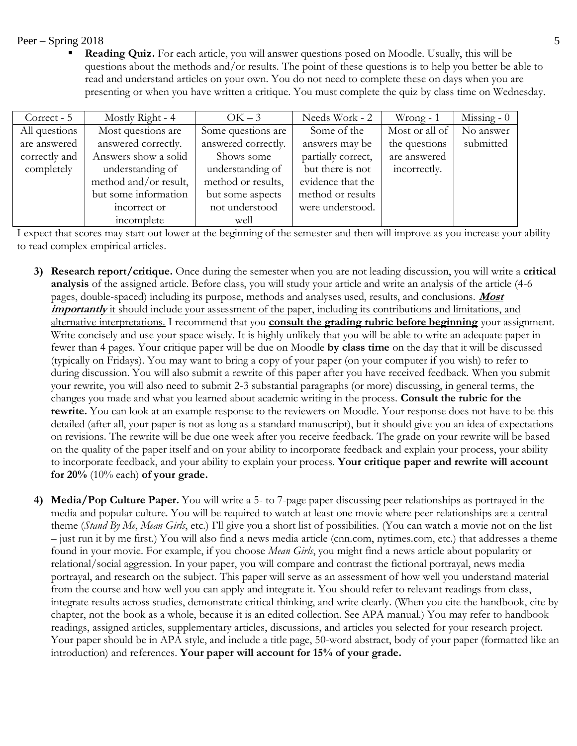- **Reading Quiz.** For each article, you will answer questions posed on Moodle. Usually, this will be questions about the methods and/or results. The point of these questions is to help you better be able to read and understand articles on your own. You do not need to complete these on days when you are presenting or when you have written a critique. You must complete the quiz by class time on Wednesday.

| Correct - 5 | Mostly Right - 4 | OK – 3 | Needs Work - 2 | Wrong - 1 | Missing - 0 |
|---|---|---|---|---|---|
| All questions are answered correctly and completely | Most questions are answered correctly. Answers show a solid understanding of method and/or result, but some information incorrect or incomplete | Some questions are answered correctly. Shows some understanding of method or results, but some aspects not understood well | Some of the answers may be partially correct, but there is not evidence that the method or results were understood. | Most or all of the questions are answered incorrectly. | No answer submitted |

I expect that scores may start out lower at the beginning of the semester and then will improve as you increase your ability to read complex empirical articles.

3) **Research report/critique.** Once during the semester when you are not leading discussion, you will write a **critical analysis** of the assigned article. Before class, you will study your article and write an analysis of the article (4-6 pages, double-spaced) including its purpose, methods and analyses used, results, and conclusions. <u>***Most importantly*** it should include your assessment of the paper, including its contributions and limitations, and alternative interpretations.</u> I recommend that you <u>**consult the grading rubric before beginning**</u> your assignment. Write concisely and use your space wisely. It is highly unlikely that you will be able to write an adequate paper in fewer than 4 pages. Your critique paper will be due on Moodle **by class time** on the day that it will be discussed (typically on Fridays). You may want to bring a copy of your paper (on your computer if you wish) to refer to during discussion. You will also submit a rewrite of this paper after you have received feedback. When you submit your rewrite, you will also need to submit 2-3 substantial paragraphs (or more) discussing, in general terms, the changes you made and what you learned about academic writing in the process. **Consult the rubric for the rewrite.** You can look at an example response to the reviewers on Moodle. Your response does not have to be this detailed (after all, your paper is not as long as a standard manuscript), but it should give you an idea of expectations on revisions. The rewrite will be due one week after you receive feedback. The grade on your rewrite will be based on the quality of the paper itself and on your ability to incorporate feedback and explain your process, your ability to incorporate feedback, and your ability to explain your process. **Your critique paper and rewrite will account for 20%** (10% each) **of your grade.**

4) **Media/Pop Culture Paper.** You will write a 5- to 7-page paper discussing peer relationships as portrayed in the media and popular culture. You will be required to watch at least one movie where peer relationships are a central theme (*Stand By Me*, *Mean Girls*, etc.) I'll give you a short list of possibilities. (You can watch a movie not on the list – just run it by me first.) You will also find a news media article (cnn.com, nytimes.com, etc.) that addresses a theme found in your movie. For example, if you choose *Mean Girls*, you might find a news article about popularity or relational/social aggression. In your paper, you will compare and contrast the fictional portrayal, news media portrayal, and research on the subject. This paper will serve as an assessment of how well you understand material from the course and how well you can apply and integrate it. You should refer to relevant readings from class, integrate results across studies, demonstrate critical thinking, and write clearly. (When you cite the handbook, cite by chapter, not the book as a whole, because it is an edited collection. See APA manual.) You may refer to handbook readings, assigned articles, supplementary articles, discussions, and articles you selected for your research project. Your paper should be in APA style, and include a title page, 50-word abstract, body of your paper (formatted like an introduction) and references. **Your paper will account for 15% of your grade.**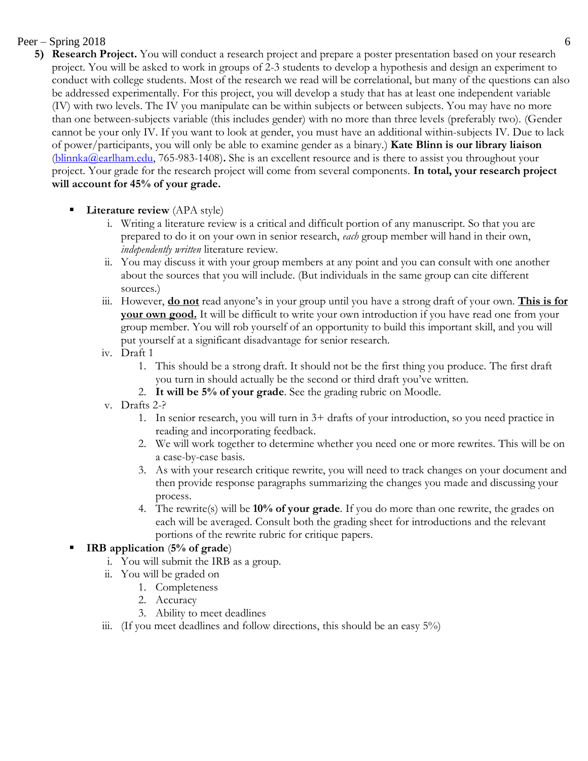5) **Research Project.** You will conduct a research project and prepare a poster presentation based on your research project. You will be asked to work in groups of 2-3 students to develop a hypothesis and design an experiment to conduct with college students. Most of the research we read will be correlational, but many of the questions can also be addressed experimentally. For this project, you will develop a study that has at least one independent variable (IV) with two levels. The IV you manipulate can be within subjects or between subjects. You may have no more than one between-subjects variable (this includes gender) with no more than three levels (preferably two). (Gender cannot be your only IV. If you want to look at gender, you must have an additional within-subjects IV. Due to lack of power/participants, you will only be able to examine gender as a binary.) **Kate Blinn is our library liaison** (blinnka@earlham.edu, 765-983-1408)**.** She is an excellent resource and is there to assist you throughout your project. Your grade for the research project will come from several components. **In total, your research project will account for 45% of your grade.**

- **Literature review** (APA style)
  - i. Writing a literature review is a critical and difficult portion of any manuscript. So that you are prepared to do it on your own in senior research, *each* group member will hand in their own, *independently written* literature review.
  - ii. You may discuss it with your group members at any point and you can consult with one another about the sources that you will include. (But individuals in the same group can cite different sources.)
  - iii. However, **do not** read anyone's in your group until you have a strong draft of your own. **This is for your own good.** It will be difficult to write your own introduction if you have read one from your group member. You will rob yourself of an opportunity to build this important skill, and you will put yourself at a significant disadvantage for senior research.
  - iv. Draft 1
    1. This should be a strong draft. It should not be the first thing you produce. The first draft you turn in should actually be the second or third draft you've written.
    2. **It will be 5% of your grade**. See the grading rubric on Moodle.
  - v. Drafts 2-?
    1. In senior research, you will turn in 3+ drafts of your introduction, so you need practice in reading and incorporating feedback.
    2. We will work together to determine whether you need one or more rewrites. This will be on a case-by-case basis.
    3. As with your research critique rewrite, you will need to track changes on your document and then provide response paragraphs summarizing the changes you made and discussing your process.
    4. The rewrite(s) will be **10% of your grade**. If you do more than one rewrite, the grades on each will be averaged. Consult both the grading sheet for introductions and the relevant portions of the rewrite rubric for critique papers.
- **IRB application** (**5% of grade**)
  - i. You will submit the IRB as a group.
  - ii. You will be graded on
    1. Completeness
    2. Accuracy
    3. Ability to meet deadlines
  - iii. (If you meet deadlines and follow directions, this should be an easy 5%)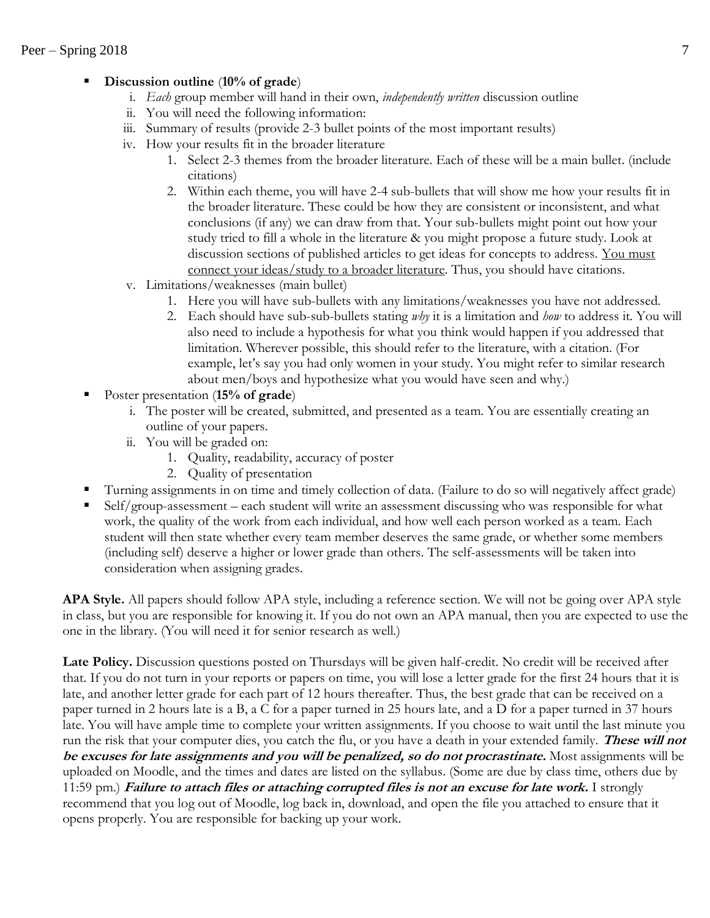- **Discussion outline** (**10% of grade**)
    i. *Each* group member will hand in their own, *independently written* discussion outline
    ii. You will need the following information:
    iii. Summary of results (provide 2-3 bullet points of the most important results)
    iv. How your results fit in the broader literature
        1. Select 2-3 themes from the broader literature. Each of these will be a main bullet. (include citations)
        2. Within each theme, you will have 2-4 sub-bullets that will show me how your results fit in the broader literature. These could be how they are consistent or inconsistent, and what conclusions (if any) we can draw from that. Your sub-bullets might point out how your study tried to fill a whole in the literature & you might propose a future study. Look at discussion sections of published articles to get ideas for concepts to address. <u>You must connect your ideas/study to a broader literature</u>. Thus, you should have citations.
    v. Limitations/weaknesses (main bullet)
        1. Here you will have sub-bullets with any limitations/weaknesses you have not addressed.
        2. Each should have sub-sub-bullets stating *why* it is a limitation and *how* to address it. You will also need to include a hypothesis for what you think would happen if you addressed that limitation. Wherever possible, this should refer to the literature, with a citation. (For example, let's say you had only women in your study. You might refer to similar research about men/boys and hypothesize what you would have seen and why.)
- Poster presentation (**15% of grade**)
    i. The poster will be created, submitted, and presented as a team. You are essentially creating an outline of your papers.
    ii. You will be graded on:
        1. Quality, readability, accuracy of poster
        2. Quality of presentation
- Turning assignments in on time and timely collection of data. (Failure to do so will negatively affect grade)
- Self/group-assessment – each student will write an assessment discussing who was responsible for what work, the quality of the work from each individual, and how well each person worked as a team. Each student will then state whether every team member deserves the same grade, or whether some members (including self) deserve a higher or lower grade than others. The self-assessments will be taken into consideration when assigning grades.

**APA Style.** All papers should follow APA style, including a reference section. We will not be going over APA style in class, but you are responsible for knowing it. If you do not own an APA manual, then you are expected to use the one in the library. (You will need it for senior research as well.)

**Late Policy.** Discussion questions posted on Thursdays will be given half-credit. No credit will be received after that. If you do not turn in your reports or papers on time, you will lose a letter grade for the first 24 hours that it is late, and another letter grade for each part of 12 hours thereafter. Thus, the best grade that can be received on a paper turned in 2 hours late is a B, a C for a paper turned in 25 hours late, and a D for a paper turned in 37 hours late. You will have ample time to complete your written assignments. If you choose to wait until the last minute you run the risk that your computer dies, you catch the flu, or you have a death in your extended family. ***These will not be excuses for late assignments and you will be penalized, so do not procrastinate.*** Most assignments will be uploaded on Moodle, and the times and dates are listed on the syllabus. (Some are due by class time, others due by 11:59 pm.) ***Failure to attach files or attaching corrupted files is not an excuse for late work.*** I strongly recommend that you log out of Moodle, log back in, download, and open the file you attached to ensure that it opens properly. You are responsible for backing up your work.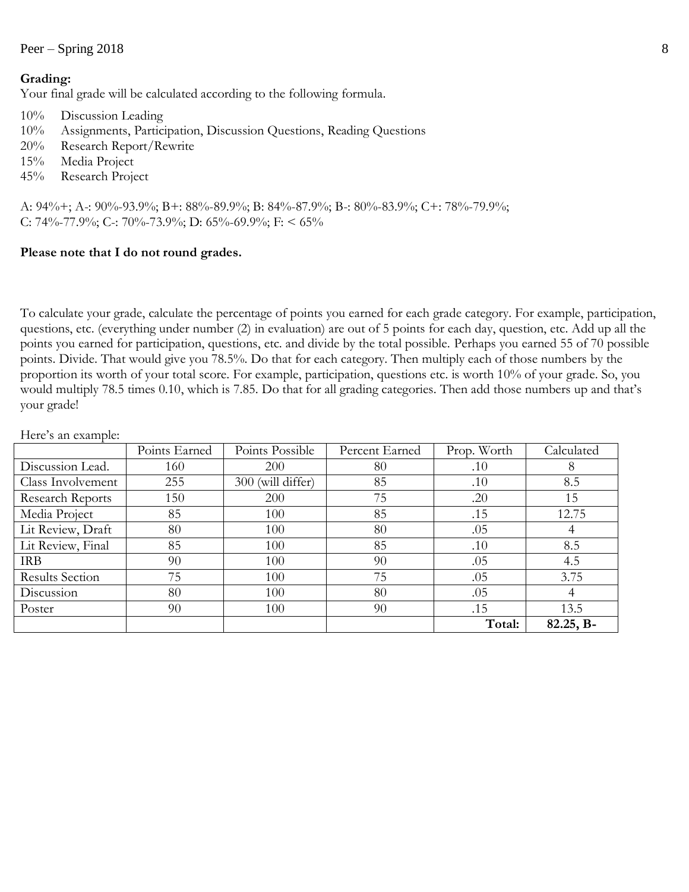**Grading:**
Your final grade will be calculated according to the following formula.

- 10%   Discussion Leading
- 10%   Assignments, Participation, Discussion Questions, Reading Questions
- 20%   Research Report/Rewrite
- 15%   Media Project
- 45%   Research Project

A: 94%+; A-: 90%-93.9%; B+: 88%-89.9%; B: 84%-87.9%; B-: 80%-83.9%; C+: 78%-79.9%;
C: 74%-77.9%; C-: 70%-73.9%; D: 65%-69.9%; F: < 65%

**Please note that I do not round grades.**

To calculate your grade, calculate the percentage of points you earned for each grade category. For example, participation, questions, etc. (everything under number (2) in evaluation) are out of 5 points for each day, question, etc. Add up all the points you earned for participation, questions, etc. and divide by the total possible. Perhaps you earned 55 of 70 possible points. Divide. That would give you 78.5%. Do that for each category. Then multiply each of those numbers by the proportion its worth of your total score. For example, participation, questions etc. is worth 10% of your grade. So, you would multiply 78.5 times 0.10, which is 7.85. Do that for all grading categories. Then add those numbers up and that's your grade!

Here's an example:

| | Points Earned | Points Possible | Percent Earned | Prop. Worth | Calculated |
|---|---|---|---|---|---|
| Discussion Lead. | 160 | 200 | 80 | .10 | 8 |
| Class Involvement | 255 | 300 (will differ) | 85 | .10 | 8.5 |
| Research Reports | 150 | 200 | 75 | .20 | 15 |
| Media Project | 85 | 100 | 85 | .15 | 12.75 |
| Lit Review, Draft | 80 | 100 | 80 | .05 | 4 |
| Lit Review, Final | 85 | 100 | 85 | .10 | 8.5 |
| IRB | 90 | 100 | 90 | .05 | 4.5 |
| Results Section | 75 | 100 | 75 | .05 | 3.75 |
| Discussion | 80 | 100 | 80 | .05 | 4 |
| Poster | 90 | 100 | 90 | .15 | 13.5 |
| | | | | **Total:** | **82.25, B-** |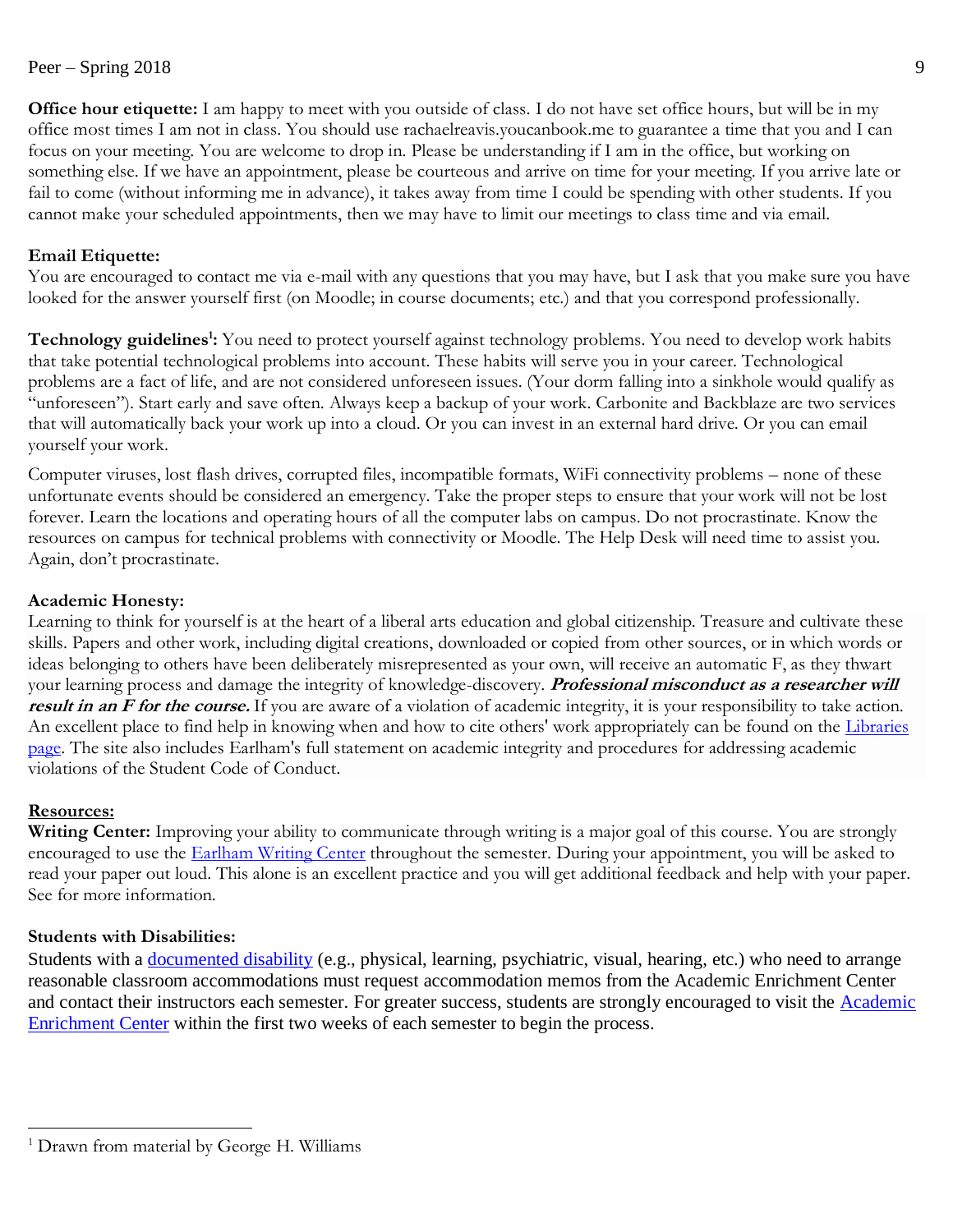**Office hour etiquette:** I am happy to meet with you outside of class. I do not have set office hours, but will be in my office most times I am not in class. You should use rachaelreavis.youcanbook.me to guarantee a time that you and I can focus on your meeting. You are welcome to drop in. Please be understanding if I am in the office, but working on something else. If we have an appointment, please be courteous and arrive on time for your meeting. If you arrive late or fail to come (without informing me in advance), it takes away from time I could be spending with other students. If you cannot make your scheduled appointments, then we may have to limit our meetings to class time and via email.

**Email Etiquette:**
You are encouraged to contact me via e-mail with any questions that you may have, but I ask that you make sure you have looked for the answer yourself first (on Moodle; in course documents; etc.) and that you correspond professionally.

**Technology guidelines[1]:** You need to protect yourself against technology problems. You need to develop work habits that take potential technological problems into account. These habits will serve you in your career. Technological problems are a fact of life, and are not considered unforeseen issues. (Your dorm falling into a sinkhole would qualify as "unforeseen"). Start early and save often. Always keep a backup of your work. Carbonite and Backblaze are two services that will automatically back your work up into a cloud. Or you can invest in an external hard drive. Or you can email yourself your work.

Computer viruses, lost flash drives, corrupted files, incompatible formats, WiFi connectivity problems – none of these unfortunate events should be considered an emergency. Take the proper steps to ensure that your work will not be lost forever. Learn the locations and operating hours of all the computer labs on campus. Do not procrastinate. Know the resources on campus for technical problems with connectivity or Moodle. The Help Desk will need time to assist you. Again, don't procrastinate.

**Academic Honesty:**
Learning to think for yourself is at the heart of a liberal arts education and global citizenship. Treasure and cultivate these skills. Papers and other work, including digital creations, downloaded or copied from other sources, or in which words or ideas belonging to others have been deliberately misrepresented as your own, will receive an automatic F, as they thwart your learning process and damage the integrity of knowledge-discovery. ***Professional misconduct as a researcher will result in an F for the course.*** If you are aware of a violation of academic integrity, it is your responsibility to take action. An excellent place to find help in knowing when and how to cite others' work appropriately can be found on the Libraries page. The site also includes Earlham's full statement on academic integrity and procedures for addressing academic violations of the Student Code of Conduct.

**Resources:**
**Writing Center:** Improving your ability to communicate through writing is a major goal of this course. You are strongly encouraged to use the Earlham Writing Center throughout the semester. During your appointment, you will be asked to read your paper out loud. This alone is an excellent practice and you will get additional feedback and help with your paper. See for more information.

**Students with Disabilities:**
Students with a documented disability (e.g., physical, learning, psychiatric, visual, hearing, etc.) who need to arrange reasonable classroom accommodations must request accommodation memos from the Academic Enrichment Center and contact their instructors each semester. For greater success, students are strongly encouraged to visit the Academic Enrichment Center within the first two weeks of each semester to begin the process.

[1] Drawn from material by George H. Williams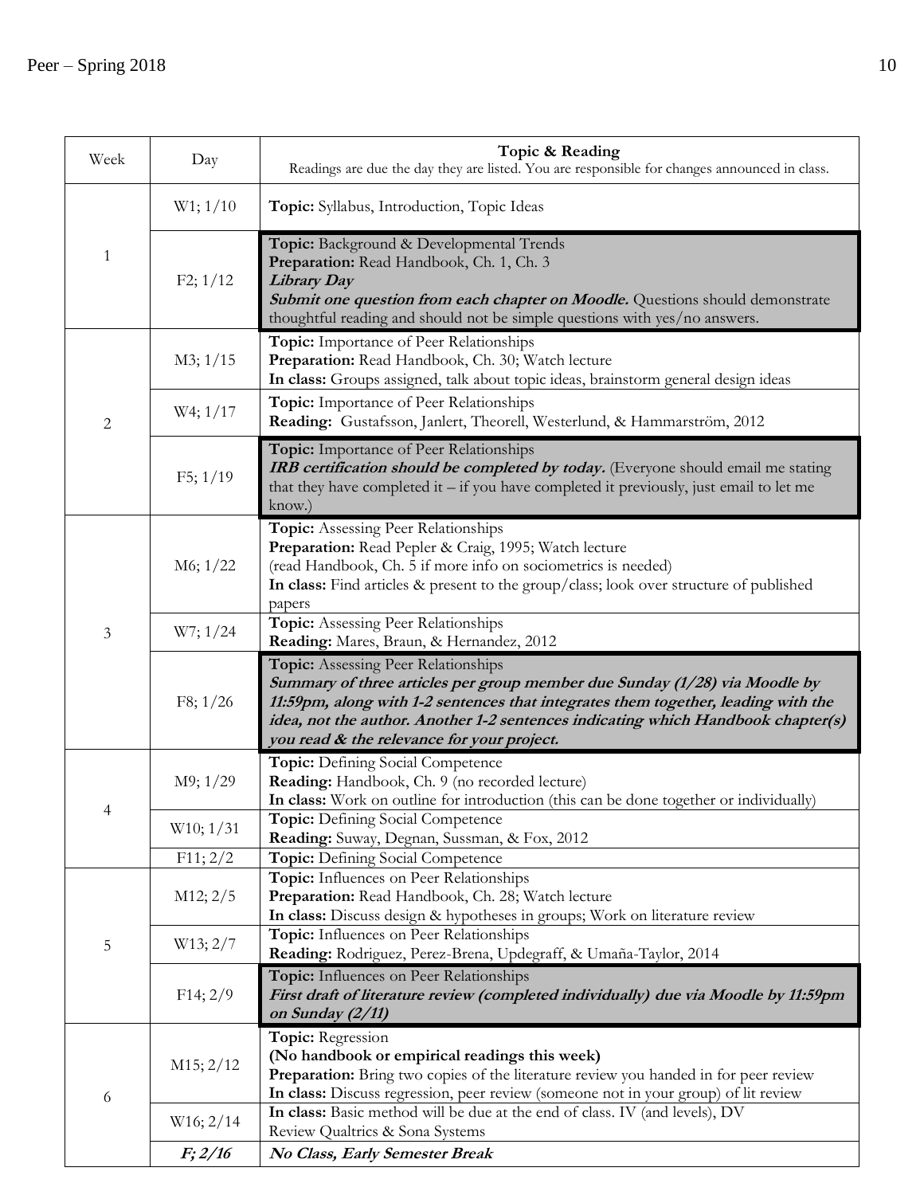| Week | Day | **Topic & Reading**<br>Readings are due the day they are listed. You are responsible for changes announced in class. |
|---|---|---|
| 1 | W1; 1/10 | **Topic:** Syllabus, Introduction, Topic Ideas |
| | F2; 1/12 | **Topic:** Background & Developmental Trends<br>**Preparation:** Read Handbook, Ch. 1, Ch. 3<br>***Library Day***<br>***Submit one question from each chapter on Moodle.*** Questions should demonstrate thoughtful reading and should not be simple questions with yes/no answers. |
| 2 | M3; 1/15 | **Topic:** Importance of Peer Relationships<br>**Preparation:** Read Handbook, Ch. 30; Watch lecture<br>**In class:** Groups assigned, talk about topic ideas, brainstorm general design ideas |
| | W4; 1/17 | **Topic:** Importance of Peer Relationships<br>**Reading:** Gustafsson, Janlert, Theorell, Westerlund, & Hammarström, 2012 |
| | F5; 1/19 | **Topic:** Importance of Peer Relationships<br>***IRB certification should be completed by today.*** (Everyone should email me stating that they have completed it – if you have completed it previously, just email to let me know.) |
| 3 | M6; 1/22 | **Topic:** Assessing Peer Relationships<br>**Preparation:** Read Pepler & Craig, 1995; Watch lecture<br>(read Handbook, Ch. 5 if more info on sociometrics is needed)<br>**In class:** Find articles & present to the group/class; look over structure of published papers |
| | W7; 1/24 | **Topic:** Assessing Peer Relationships<br>**Reading:** Mares, Braun, & Hernandez, 2012 |
| | F8; 1/26 | **Topic:** Assessing Peer Relationships<br>***Summary of three articles per group member due Sunday (1/28) via Moodle by 11:59pm, along with 1-2 sentences that integrates them together, leading with the idea, not the author. Another 1-2 sentences indicating which Handbook chapter(s) you read & the relevance for your project.*** |
| 4 | M9; 1/29 | **Topic:** Defining Social Competence<br>**Reading:** Handbook, Ch. 9 (no recorded lecture)<br>**In class:** Work on outline for introduction (this can be done together or individually) |
| | W10; 1/31 | **Topic:** Defining Social Competence<br>**Reading:** Suway, Degnan, Sussman, & Fox, 2012 |
| | F11; 2/2 | **Topic:** Defining Social Competence |
| 5 | M12; 2/5 | **Topic:** Influences on Peer Relationships<br>**Preparation:** Read Handbook, Ch. 28; Watch lecture<br>**In class:** Discuss design & hypotheses in groups; Work on literature review |
| | W13; 2/7 | **Topic:** Influences on Peer Relationships<br>**Reading:** Rodriguez, Perez-Brena, Updegraff, & Umaña-Taylor, 2014 |
| | F14; 2/9 | **Topic:** Influences on Peer Relationships<br>***First draft of literature review (completed individually) due via Moodle by 11:59pm on Sunday (2/11)*** |
| 6 | M15; 2/12 | **Topic:** Regression<br>**(No handbook or empirical readings this week)**<br>**Preparation:** Bring two copies of the literature review you handed in for peer review<br>**In class:** Discuss regression, peer review (someone not in your group) of lit review |
| | W16; 2/14 | **In class:** Basic method will be due at the end of class. IV (and levels), DV<br>Review Qualtrics & Sona Systems |
| | ***F; 2/16*** | ***No Class, Early Semester Break*** |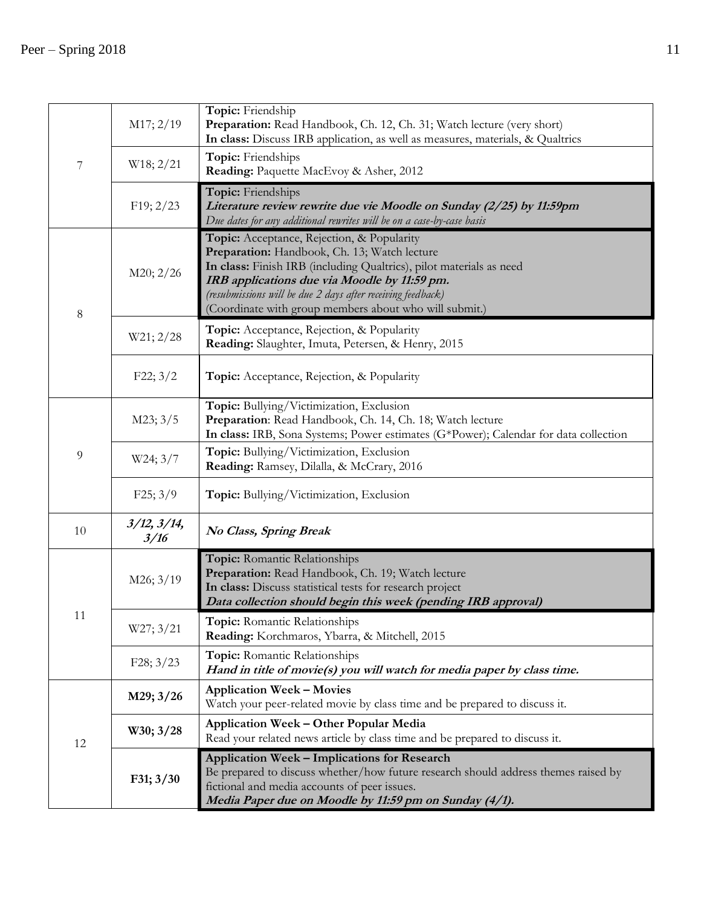| Week | Day; Date | Content |
| --- | --- | --- |
| 7 | M17; 2/19 | **Topic:** Friendship<br>**Preparation:** Read Handbook, Ch. 12, Ch. 31; Watch lecture (very short)<br>**In class:** Discuss IRB application, as well as measures, materials, & Qualtrics |
| | W18; 2/21 | **Topic:** Friendships<br>**Reading:** Paquette MacEvoy & Asher, 2012 |
| | F19; 2/23 | **Topic:** Friendships<br>***Literature review rewrite due vie Moodle on Sunday (2/25) by 11:59pm***<br>*Due dates for any additional rewrites will be on a case-by-case basis* |
| 8 | M20; 2/26 | **Topic:** Acceptance, Rejection, & Popularity<br>**Preparation:** Handbook, Ch. 13; Watch lecture<br>**In class:** Finish IRB (including Qualtrics), pilot materials as need<br>***IRB applications due via Moodle by 11:59 pm.***<br>*(resubmissions will be due 2 days after receiving feedback)*<br>(Coordinate with group members about who will submit.) |
| | W21; 2/28 | **Topic:** Acceptance, Rejection, & Popularity<br>**Reading:** Slaughter, Imuta, Petersen, & Henry, 2015 |
| | F22; 3/2 | **Topic:** Acceptance, Rejection, & Popularity |
| 9 | M23; 3/5 | **Topic:** Bullying/Victimization, Exclusion<br>**Preparation**: Read Handbook, Ch. 14, Ch. 18; Watch lecture<br>**In class:** IRB, Sona Systems; Power estimates (G*Power); Calendar for data collection |
| | W24; 3/7 | **Topic:** Bullying/Victimization, Exclusion<br>**Reading:** Ramsey, Dilalla, & McCrary, 2016 |
| | F25; 3/9 | **Topic:** Bullying/Victimization, Exclusion |
| 10 | ***3/12, 3/14, 3/16*** | ***No Class, Spring Break*** |
| 11 | M26; 3/19 | **Topic:** Romantic Relationships<br>**Preparation:** Read Handbook, Ch. 19; Watch lecture<br>**In class:** Discuss statistical tests for research project<br>***Data collection should begin this week (pending IRB approval)*** |
| | W27; 3/21 | **Topic:** Romantic Relationships<br>**Reading:** Korchmaros, Ybarra, & Mitchell, 2015 |
| | F28; 3/23 | **Topic:** Romantic Relationships<br>***Hand in title of movie(s) you will watch for media paper by class time.*** |
| 12 | **M29; 3/26** | **Application Week – Movies**<br>Watch your peer-related movie by class time and be prepared to discuss it. |
| | **W30; 3/28** | **Application Week – Other Popular Media**<br>Read your related news article by class time and be prepared to discuss it. |
| | **F31; 3/30** | **Application Week – Implications for Research**<br>Be prepared to discuss whether/how future research should address themes raised by fictional and media accounts of peer issues.<br>***Media Paper due on Moodle by 11:59 pm on Sunday (4/1).*** |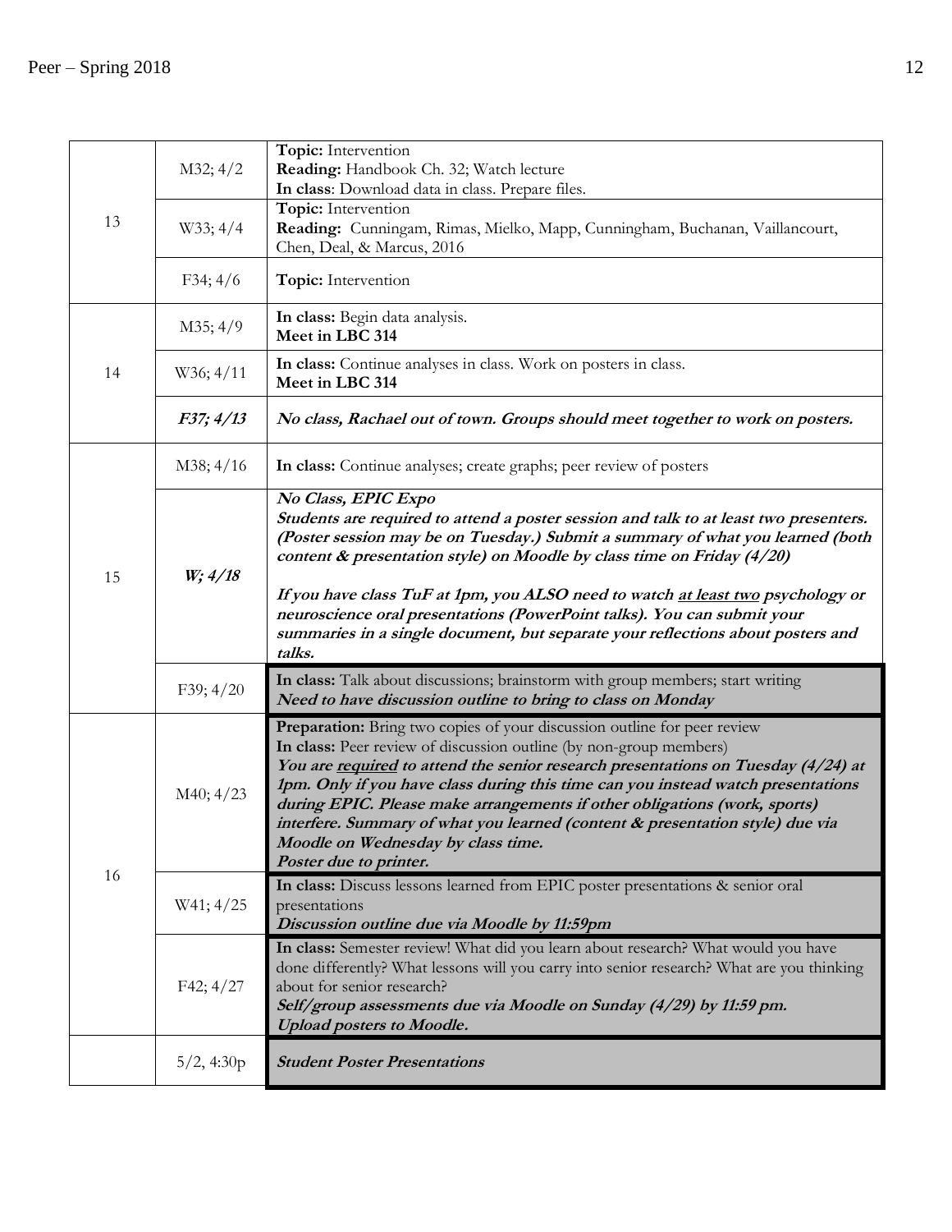| | | |
|---|---|---|
| 13 | M32; 4/2 | **Topic:** Intervention<br>**Reading:** Handbook Ch. 32; Watch lecture<br>**In class**: Download data in class. Prepare files. |
| | W33; 4/4 | **Topic:** Intervention<br>**Reading:** Cunningam, Rimas, Mielko, Mapp, Cunningham, Buchanan, Vaillancourt, Chen, Deal, & Marcus, 2016 |
| | F34; 4/6 | **Topic:** Intervention |
| 14 | M35; 4/9 | **In class:** Begin data analysis.<br>**Meet in LBC 314** |
| | W36; 4/11 | **In class:** Continue analyses in class. Work on posters in class.<br>**Meet in LBC 314** |
| | ***F37; 4/13*** | ***No class, Rachael out of town. Groups should meet together to work on posters.*** |
| 15 | M38; 4/16 | **In class:** Continue analyses; create graphs; peer review of posters |
| | ***W; 4/18*** | ***No Class, EPIC Expo***<br>***Students are required to attend a poster session and talk to at least two presenters. (Poster session may be on Tuesday.) Submit a summary of what you learned (both content & presentation style) on Moodle by class time on Friday (4/20)***<br><br>***If you have class TuF at 1pm, you ALSO need to watch <u>at least two</u> psychology or neuroscience oral presentations (PowerPoint talks). You can submit your summaries in a single document, but separate your reflections about posters and talks.*** |
| | F39; 4/20 | **In class:** Talk about discussions; brainstorm with group members; start writing<br>***Need to have discussion outline to bring to class on Monday*** |
| 16 | M40; 4/23 | **Preparation:** Bring two copies of your discussion outline for peer review<br>**In class:** Peer review of discussion outline (by non-group members)<br>***You are <u>required</u> to attend the senior research presentations on Tuesday (4/24) at 1pm. Only if you have class during this time can you instead watch presentations during EPIC. Please make arrangements if other obligations (work, sports) interfere. Summary of what you learned (content & presentation style) due via Moodle on Wednesday by class time.***<br>***Poster due to printer.*** |
| | W41; 4/25 | **In class:** Discuss lessons learned from EPIC poster presentations & senior oral presentations<br>***Discussion outline due via Moodle by 11:59pm*** |
| | F42; 4/27 | **In class:** Semester review! What did you learn about research? What would you have done differently? What lessons will you carry into senior research? What are you thinking about for senior research?<br>***Self/group assessments due via Moodle on Sunday (4/29) by 11:59 pm.***<br>***Upload posters to Moodle.*** |
| | 5/2, 4:30p | ***Student Poster Presentations*** |